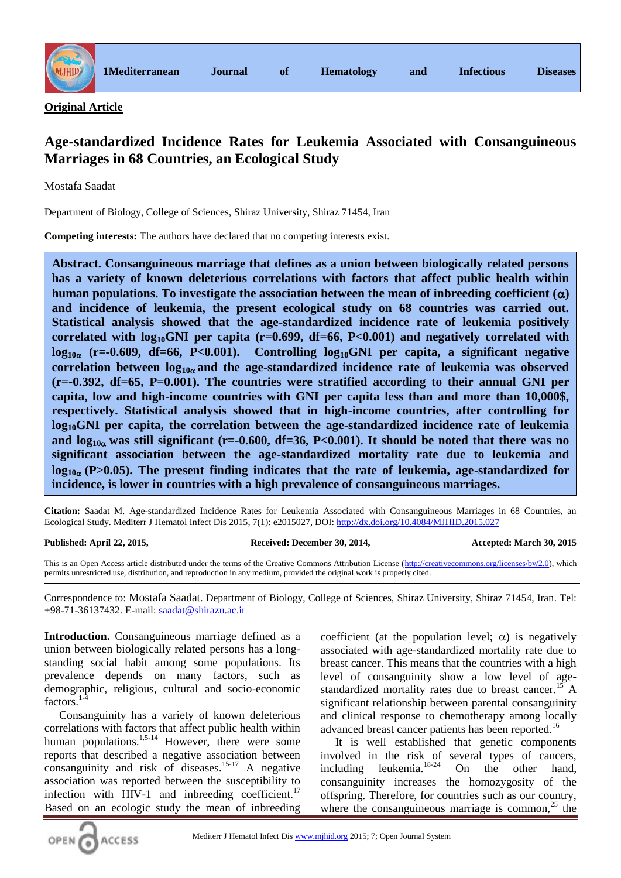**Original Article**

# Age-standardized Incidence Rates for Leukemia Associated with Consanguineous Marriages in 68 Countries, an Ecological Study

Mostafa Saadat

Department of Biology, College of Sciences, Shiraz University, Shiraz 71454, Iran

**Competing interests:** The authors have declared that no competing interests exist.

**Abstract. Consanguineous marriage that defines as a union between biologically related persons has a variety of known deleterious correlations with factors that affect public health within human populations. To investigate the association between the mean of inbreeding coefficient ($\alpha$) and incidence of leukemia, the present ecological study on 68 countries was carried out. Statistical analysis showed that the age-standardized incidence rate of leukemia positively correlated with $\log_{10}$GNI per capita (r=0.699, df=66, P<0.001) and negatively correlated with $\log_{10\alpha}$ (r=-0.609, df=66, P<0.001). Controlling $\log_{10}$GNI per capita, a significant negative correlation between $\log_{10\alpha}$ and the age-standardized incidence rate of leukemia was observed (r=-0.392, df=65, P=0.001). The countries were stratified according to their annual GNI per capita, low and high-income countries with GNI per capita less than and more than 10,000$, respectively. Statistical analysis showed that in high-income countries, after controlling for $\log_{10}$GNI per capita, the correlation between the age-standardized incidence rate of leukemia and $\log_{10\alpha}$ was still significant (r=-0.600, df=36, P<0.001). It should be noted that there was no significant association between the age-standardized mortality rate due to leukemia and $\log_{10\alpha}$ (P>0.05). The present finding indicates that the rate of leukemia, age-standardized for incidence, is lower in countries with a high prevalence of consanguineous marriages.**

**Citation:** Saadat M. Age-standardized Incidence Rates for Leukemia Associated with Consanguineous Marriages in 68 Countries, an Ecological Study. Mediterr J Hematol Infect Dis 2015, 7(1): e2015027, DOI: http://dx.doi.org/10.4084/MJHID.2015.027

**Published: April 22, 2015, Received: December 30, 2014, Accepted: March 30, 2015**

This is an Open Access article distributed under the terms of the Creative Commons Attribution License (http://creativecommons.org/licenses/by/2.0), which permits unrestricted use, distribution, and reproduction in any medium, provided the original work is properly cited.

Correspondence to: Mostafa Saadat. Department of Biology, College of Sciences, Shiraz University, Shiraz 71454, Iran. Tel: +98-71-36137432. E-mail: saadat@shirazu.ac.ir

**Introduction.** Consanguineous marriage defined as a union between biologically related persons has a long-standing social habit among some populations. Its prevalence depends on many factors, such as demographic, religious, cultural and socio-economic factors.[1-4]

Consanguinity has a variety of known deleterious correlations with factors that affect public health within human populations.[1,5-14] However, there were some reports that described a negative association between consanguinity and risk of diseases.[15-17] A negative association was reported between the susceptibility to infection with HIV-1 and inbreeding coefficient.[17] Based on an ecologic study the mean of inbreeding coefficient (at the population level; $\alpha$) is negatively associated with age-standardized mortality rate due to breast cancer. This means that the countries with a high level of consanguinity show a low level of age-standardized mortality rates due to breast cancer.[15] A significant relationship between parental consanguinity and clinical response to chemotherapy among locally advanced breast cancer patients has been reported.[16]

It is well established that genetic components involved in the risk of several types of cancers, including leukemia.[18-24] On the other hand, consanguinity increases the homozygosity of the offspring. Therefore, for countries such as our country, where the consanguineous marriage is common,[25] the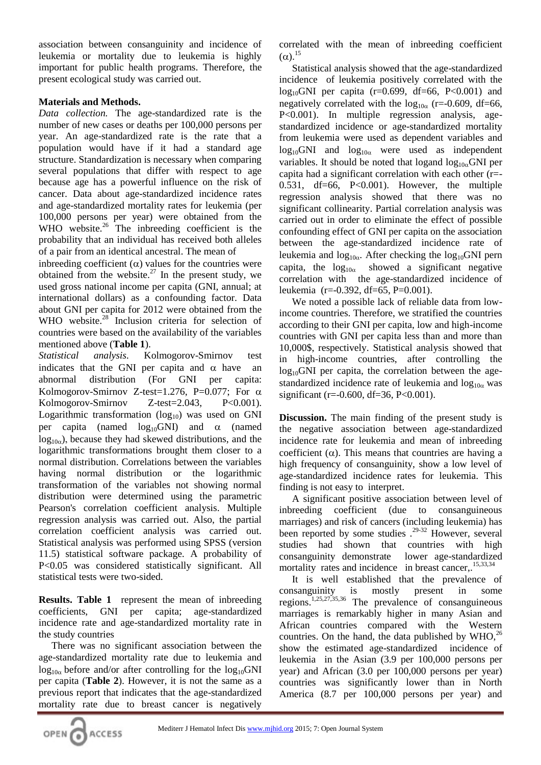association between consanguinity and incidence of leukemia or mortality due to leukemia is highly important for public health programs. Therefore, the present ecological study was carried out.

## Materials and Methods.

*Data collection.* The age-standardized rate is the number of new cases or deaths per 100,000 persons per year. An age-standardized rate is the rate that a population would have if it had a standard age structure. Standardization is necessary when comparing several populations that differ with respect to age because age has a powerful influence on the risk of cancer. Data about age-standardized incidence rates and age-standardized mortality rates for leukemia (per 100,000 persons per year) were obtained from the WHO website.[26] The inbreeding coefficient is the probability that an individual has received both alleles of a pair from an identical ancestral. The mean of inbreeding coefficient ($\alpha$) values for the countries were obtained from the website.[27] In the present study, we used gross national income per capita (GNI, annual; at international dollars) as a confounding factor. Data about GNI per capita for 2012 were obtained from the WHO website.[28] Inclusion criteria for selection of countries were based on the availability of the variables mentioned above (**Table 1**).

*Statistical analysis.* Kolmogorov-Smirnov test indicates that the GNI per capita and $\alpha$ have an abnormal distribution (For GNI per capita: Kolmogorov-Smirnov Z-test=1.276, P=0.077; For $\alpha$ Kolmogorov-Smirnov Z-test=2.043, P<0.001). Logarithmic transformation ($\log_{10}$) was used on GNI per capita (named $\log_{10}$GNI) and $\alpha$ (named $\log_{10\alpha}$), because they had skewed distributions, and the logarithmic transformations brought them closer to a normal distribution. Correlations between the variables having normal distribution or the logarithmic transformation of the variables not showing normal distribution were determined using the parametric Pearson's correlation coefficient analysis. Multiple regression analysis was carried out. Also, the partial correlation coefficient analysis was carried out. Statistical analysis was performed using SPSS (version 11.5) statistical software package. A probability of P<0.05 was considered statistically significant. All statistical tests were two-sided.

**Results. Table 1** represent the mean of inbreeding coefficients, GNI per capita; age-standardized incidence rate and age-standardized mortality rate in the study countries

There was no significant association between the age-standardized mortality rate due to leukemia and $\log_{10\alpha}$ before and/or after controlling for the $\log_{10}$GNI per capita (**Table 2**). However, it is not the same as a previous report that indicates that the age-standardized mortality rate due to breast cancer is negatively correlated with the mean of inbreeding coefficient ($\alpha$).[15]

Statistical analysis showed that the age-standardized incidence of leukemia positively correlated with the $\log_{10}$GNI per capita (r=0.699, df=66, P<0.001) and negatively correlated with the $\log_{10\alpha}$ (r=-0.609, df=66, P<0.001). In multiple regression analysis, age-standardized incidence or age-standardized mortality from leukemia were used as dependent variables and $\log_{10}$GNI and $\log_{10\alpha}$ were used as independent variables. It should be noted that logand $\log_{10\alpha}$GNI per capita had a significant correlation with each other (r=-0.531, df=66, P<0.001). However, the multiple regression analysis showed that there was no significant collinearity. Partial correlation analysis was carried out in order to eliminate the effect of possible confounding effect of GNI per capita on the association between the age-standardized incidence rate of leukemia and $\log_{10\alpha}$. After checking the $\log_{10}$GNI pern capita, the $\log_{10\alpha}$ showed a significant negative correlation with the age-standardized incidence of leukemia (r=-0.392, df=65, P=0.001).

We noted a possible lack of reliable data from low-income countries. Therefore, we stratified the countries according to their GNI per capita, low and high-income countries with GNI per capita less than and more than 10,000$, respectively. Statistical analysis showed that in high-income countries, after controlling the $\log_{10}$GNI per capita, the correlation between the age-standardized incidence rate of leukemia and $\log_{10\alpha}$ was significant (r=-0.600, df=36, P<0.001).

**Discussion.** The main finding of the present study is the negative association between age-standardized incidence rate for leukemia and mean of inbreeding coefficient ($\alpha$). This means that countries are having a high frequency of consanguinity, show a low level of age-standardized incidence rates for leukemia. This finding is not easy to interpret.

A significant positive association between level of inbreeding coefficient (due to consanguineous marriages) and risk of cancers (including leukemia) has been reported by some studies .[29-32] However, several studies had shown that countries with high consanguinity demonstrate lower age-standardized mortality rates and incidence in breast cancer,.[15,33,34]

It is well established that the prevalence of consanguinity is mostly present in some regions.[1,25,27,35,36] The prevalence of consanguineous marriages is remarkably higher in many Asian and African countries compared with the Western countries. On the hand, the data published by WHO,[26] show the estimated age-standardized incidence of leukemia in the Asian (3.9 per 100,000 persons per year) and African (3.0 per 100,000 persons per year) countries was significantly lower than in North America (8.7 per 100,000 persons per year) and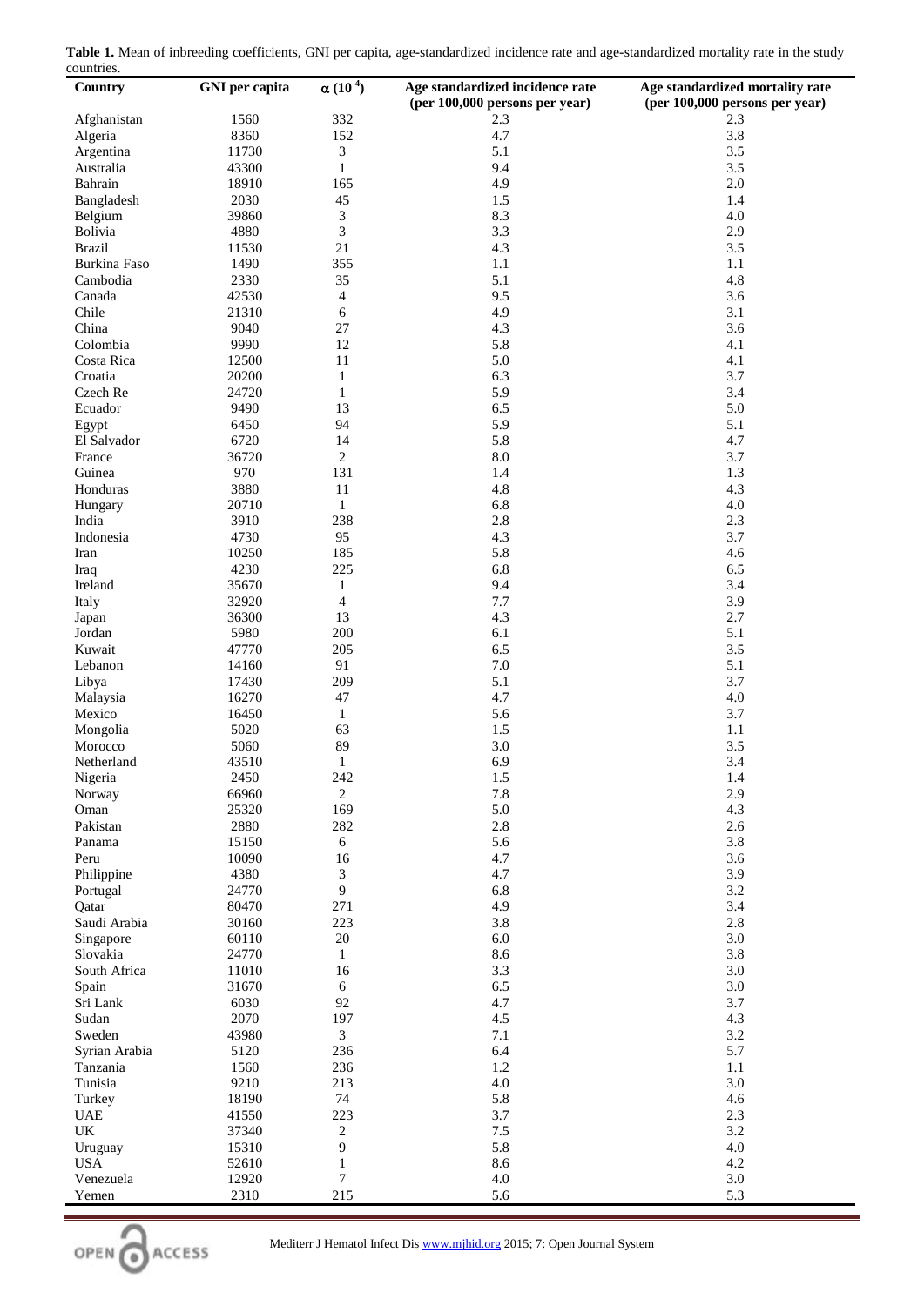**Table 1.** Mean of inbreeding coefficients, GNI per capita, age-standardized incidence rate and age-standardized mortality rate in the study countries.

| Country | GNI per capita | $\alpha$ ($10^{-4}$) | Age standardized incidence rate (per 100,000 persons per year) | Age standardized mortality rate (per 100,000 persons per year) |
|---|---|---|---|---|
| Afghanistan | 1560 | 332 | 2.3 | 2.3 |
| Algeria | 8360 | 152 | 4.7 | 3.8 |
| Argentina | 11730 | 3 | 5.1 | 3.5 |
| Australia | 43300 | 1 | 9.4 | 3.5 |
| Bahrain | 18910 | 165 | 4.9 | 2.0 |
| Bangladesh | 2030 | 45 | 1.5 | 1.4 |
| Belgium | 39860 | 3 | 8.3 | 4.0 |
| Bolivia | 4880 | 3 | 3.3 | 2.9 |
| Brazil | 11530 | 21 | 4.3 | 3.5 |
| Burkina Faso | 1490 | 355 | 1.1 | 1.1 |
| Cambodia | 2330 | 35 | 5.1 | 4.8 |
| Canada | 42530 | 4 | 9.5 | 3.6 |
| Chile | 21310 | 6 | 4.9 | 3.1 |
| China | 9040 | 27 | 4.3 | 3.6 |
| Colombia | 9990 | 12 | 5.8 | 4.1 |
| Costa Rica | 12500 | 11 | 5.0 | 4.1 |
| Croatia | 20200 | 1 | 6.3 | 3.7 |
| Czech Re | 24720 | 1 | 5.9 | 3.4 |
| Ecuador | 9490 | 13 | 6.5 | 5.0 |
| Egypt | 6450 | 94 | 5.9 | 5.1 |
| El Salvador | 6720 | 14 | 5.8 | 4.7 |
| France | 36720 | 2 | 8.0 | 3.7 |
| Guinea | 970 | 131 | 1.4 | 1.3 |
| Honduras | 3880 | 11 | 4.8 | 4.3 |
| Hungary | 20710 | 1 | 6.8 | 4.0 |
| India | 3910 | 238 | 2.8 | 2.3 |
| Indonesia | 4730 | 95 | 4.3 | 3.7 |
| Iran | 10250 | 185 | 5.8 | 4.6 |
| Iraq | 4230 | 225 | 6.8 | 6.5 |
| Ireland | 35670 | 1 | 9.4 | 3.4 |
| Italy | 32920 | 4 | 7.7 | 3.9 |
| Japan | 36300 | 13 | 4.3 | 2.7 |
| Jordan | 5980 | 200 | 6.1 | 5.1 |
| Kuwait | 47770 | 205 | 6.5 | 3.5 |
| Lebanon | 14160 | 91 | 7.0 | 5.1 |
| Libya | 17430 | 209 | 5.1 | 3.7 |
| Malaysia | 16270 | 47 | 4.7 | 4.0 |
| Mexico | 16450 | 1 | 5.6 | 3.7 |
| Mongolia | 5020 | 63 | 1.5 | 1.1 |
| Morocco | 5060 | 89 | 3.0 | 3.5 |
| Netherland | 43510 | 1 | 6.9 | 3.4 |
| Nigeria | 2450 | 242 | 1.5 | 1.4 |
| Norway | 66960 | 2 | 7.8 | 2.9 |
| Oman | 25320 | 169 | 5.0 | 4.3 |
| Pakistan | 2880 | 282 | 2.8 | 2.6 |
| Panama | 15150 | 6 | 5.6 | 3.8 |
| Peru | 10090 | 16 | 4.7 | 3.6 |
| Philippine | 4380 | 3 | 4.7 | 3.9 |
| Portugal | 24770 | 9 | 6.8 | 3.2 |
| Qatar | 80470 | 271 | 4.9 | 3.4 |
| Saudi Arabia | 30160 | 223 | 3.8 | 2.8 |
| Singapore | 60110 | 20 | 6.0 | 3.0 |
| Slovakia | 24770 | 1 | 8.6 | 3.8 |
| South Africa | 11010 | 16 | 3.3 | 3.0 |
| Spain | 31670 | 6 | 6.5 | 3.0 |
| Sri Lank | 6030 | 92 | 4.7 | 3.7 |
| Sudan | 2070 | 197 | 4.5 | 4.3 |
| Sweden | 43980 | 3 | 7.1 | 3.2 |
| Syrian Arabia | 5120 | 236 | 6.4 | 5.7 |
| Tanzania | 1560 | 236 | 1.2 | 1.1 |
| Tunisia | 9210 | 213 | 4.0 | 3.0 |
| Turkey | 18190 | 74 | 5.8 | 4.6 |
| UAE | 41550 | 223 | 3.7 | 2.3 |
| UK | 37340 | 2 | 7.5 | 3.2 |
| Uruguay | 15310 | 9 | 5.8 | 4.0 |
| USA | 52610 | 1 | 8.6 | 4.2 |
| Venezuela | 12920 | 7 | 4.0 | 3.0 |
| Yemen | 2310 | 215 | 5.6 | 5.3 |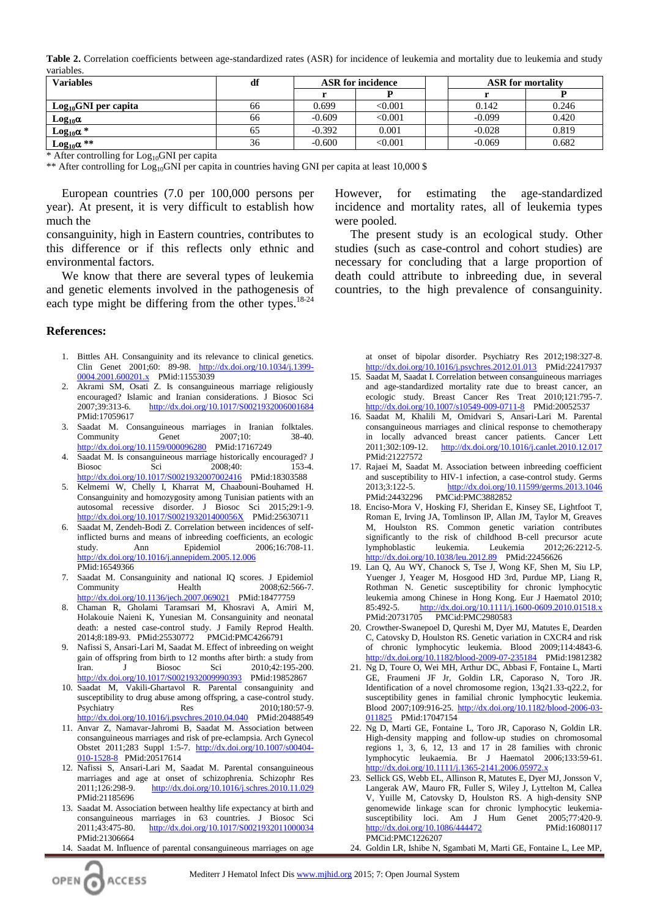**Table 2.** Correlation coefficients between age-standardized rates (ASR) for incidence of leukemia and mortality due to leukemia and study variables.

| Variables | df | ASR for incidence | | ASR for mortality | |
|---|---|---|---|---|---|
| | | r | P | r | P |
| $Log_{10}$GNI per capita | 66 | 0.699 | <0.001 | 0.142 | 0.246 |
| $Log_{10}\alpha$ | 66 | -0.609 | <0.001 | -0.099 | 0.420 |
| $Log_{10}\alpha$ * | 65 | -0.392 | 0.001 | -0.028 | 0.819 |
| $Log_{10}\alpha$ ** | 36 | -0.600 | <0.001 | -0.069 | 0.682 |

\* After controlling for $Log_{10}$GNI per capita

** After controlling for $Log_{10}$GNI per capita in countries having GNI per capita at least 10,000 $

European countries (7.0 per 100,000 persons per year). At present, it is very difficult to establish how much the consanguinity, high in Eastern countries, contributes to this difference or if this reflects only ethnic and environmental factors.

We know that there are several types of leukemia and genetic elements involved in the pathogenesis of each type might be differing from the other types.[18-24] However, for estimating the age-standardized incidence and mortality rates, all of leukemia types were pooled.

The present study is an ecological study. Other studies (such as case-control and cohort studies) are necessary for concluding that a large proportion of death could attribute to inbreeding due, in several countries, to the high prevalence of consanguinity.

## References:

1. Bittles AH. Consanguinity and its relevance to clinical genetics. Clin Genet 2001;60: 89-98. http://dx.doi.org/10.1034/j.1399-0004.2001.600201.x PMid:11553039
2. Akrami SM, Osati Z. Is consanguineous marriage religiously encouraged? Islamic and Iranian considerations. J Biosoc Sci 2007;39:313-6. http://dx.doi.org/10.1017/S0021932006001684 PMid:17059617
3. Saadat M. Consanguineous marriages in Iranian folktales. Community Genet 2007;10: 38-40. http://dx.doi.org/10.1159/000096280 PMid:17167249
4. Saadat M. Is consanguineous marriage historically encouraged? J Biosoc Sci 2008;40: 153-4. http://dx.doi.org/10.1017/S0021932007002416 PMid:18303588
5. Kelmemi W, Chelly I, Kharrat M, Chaabouni-Bouhamed H. Consanguinity and homozygosity among Tunisian patients with an autosomal recessive disorder. J Biosoc Sci 2015;29:1-9. http://dx.doi.org/10.1017/S002193201400056X PMid:25630711
6. Saadat M, Zendeh-Bodi Z. Correlation between incidences of self-inflicted burns and means of inbreeding coefficients, an ecologic study. Ann Epidemiol 2006;16:708-11. http://dx.doi.org/10.1016/j.annepidem.2005.12.006 PMid:16549366
7. Saadat M. Consanguinity and national IQ scores. J Epidemiol Community Health 2008;62:566-7. http://dx.doi.org/10.1136/jech.2007.069021 PMid:18477759
8. Chaman R, Gholami Taramsari M, Khosravi A, Amiri M, Holakouie Naieni K, Yunesian M. Consanguinity and neonatal death: a nested case-control study. J Family Reprod Health. 2014;8:189-93. PMid:25530772 PMCid:PMC4266791
9. Nafissi S, Ansari-Lari M, Saadat M. Effect of inbreeding on weight gain of offspring from birth to 12 months after birth: a study from Iran. J Biosoc Sci 2010;42:195-200. http://dx.doi.org/10.1017/S0021932009990393 PMid:19852867
10. Saadat M, Vakili-Ghartavol R. Parental consanguinity and susceptibility to drug abuse among offspring, a case-control study. Psychiatry Res 2010;180:57-9. http://dx.doi.org/10.1016/j.psychres.2010.04.040 PMid:20488549
11. Anvar Z, Namavar-Jahromi B, Saadat M. Association between consanguineous marriages and risk of pre-eclampsia. Arch Gynecol Obstet 2011;283 Suppl 1:5-7. http://dx.doi.org/10.1007/s00404-010-1528-8 PMid:20517614
12. Nafissi S, Ansari-Lari M, Saadat M. Parental consanguineous marriages and age at onset of schizophrenia. Schizophr Res 2011;126:298-9. http://dx.doi.org/10.1016/j.schres.2010.11.029 PMid:21185696
13. Saadat M. Association between healthy life expectancy at birth and consanguineous marriages in 63 countries. J Biosoc Sci 2011;43:475-80. http://dx.doi.org/10.1017/S0021932011000034 PMid:21306664
14. Saadat M. Influence of parental consanguineous marriages on age at onset of bipolar disorder. Psychiatry Res 2012;198:327-8. http://dx.doi.org/10.1016/j.psychres.2012.01.013 PMid:22417937
15. Saadat M, Saadat I. Correlation between consanguineous marriages and age-standardized mortality rate due to breast cancer, an ecologic study. Breast Cancer Res Treat 2010;121:795-7. http://dx.doi.org/10.1007/s10549-009-0711-8 PMid:20052537
16. Saadat M, Khalili M, Omidvari S, Ansari-Lari M. Parental consanguineous marriages and clinical response to chemotherapy in locally advanced breast cancer patients. Cancer Lett 2011;302:109-12. http://dx.doi.org/10.1016/j.canlet.2010.12.017 PMid:21227572
17. Rajaei M, Saadat M. Association between inbreeding coefficient and susceptibility to HIV-1 infection, a case-control study. Germs 2013;3:122-5. http://dx.doi.org/10.11599/germs.2013.1046 PMid:24432296 PMCid:PMC3882852
18. Enciso-Mora V, Hosking FJ, Sheridan E, Kinsey SE, Lightfoot T, Roman E, Irving JA, Tomlinson IP, Allan JM, Taylor M, Greaves M, Houlston RS. Common genetic variation contributes significantly to the risk of childhood B-cell precursor acute lymphoblastic leukemia. Leukemia 2012;26:2212-5. http://dx.doi.org/10.1038/leu.2012.89 PMid:22456626
19. Lan Q, Au WY, Chanock S, Tse J, Wong KF, Shen M, Siu LP, Yuenger J, Yeager M, Hosgood HD 3rd, Purdue MP, Liang R, Rothman N. Genetic susceptibility for chronic lymphocytic leukemia among Chinese in Hong Kong. Eur J Haematol 2010; 85:492-5. http://dx.doi.org/10.1111/j.1600-0609.2010.01518.x PMid:20731705 PMCid:PMC2980583
20. Crowther-Swanepoel D, Qureshi M, Dyer MJ, Matutes E, Dearden C, Catovsky D, Houlston RS. Genetic variation in CXCR4 and risk of chronic lymphocytic leukemia. Blood 2009;114:4843-6. http://dx.doi.org/10.1182/blood-2009-07-235184 PMid:19812382
21. Ng D, Toure O, Wei MH, Arthur DC, Abbasi F, Fontaine L, Marti GE, Fraumeni JF Jr, Goldin LR, Caporaso N, Toro JR. Identification of a novel chromosome region, 13q21.33-q22.2, for susceptibility genes in familial chronic lymphocytic leukemia. Blood 2007;109:916-25. http://dx.doi.org/10.1182/blood-2006-03-011825 PMid:17047154
22. Ng D, Marti GE, Fontaine L, Toro JR, Caporaso N, Goldin LR. High-density mapping and follow-up studies on chromosomal regions 1, 3, 6, 12, 13 and 17 in 28 families with chronic lymphocytic leukaemia. Br J Haematol 2006;133:59-61. http://dx.doi.org/10.1111/j.1365-2141.2006.05972.x
23. Sellick GS, Webb EL, Allinson R, Matutes E, Dyer MJ, Jonsson V, Langerak AW, Mauro FR, Fuller S, Wiley J, Lyttelton M, Callea V, Yuille M, Catovsky D, Houlston RS. A high-density SNP genomewide linkage scan for chronic lymphocytic leukemia-susceptibility loci. Am J Hum Genet 2005;77:420-9. http://dx.doi.org/10.1086/444472 PMid:16080117 PMCid:PMC1226207
24. Goldin LR, Ishibe N, Sgambati M, Marti GE, Fontaine L, Lee MP,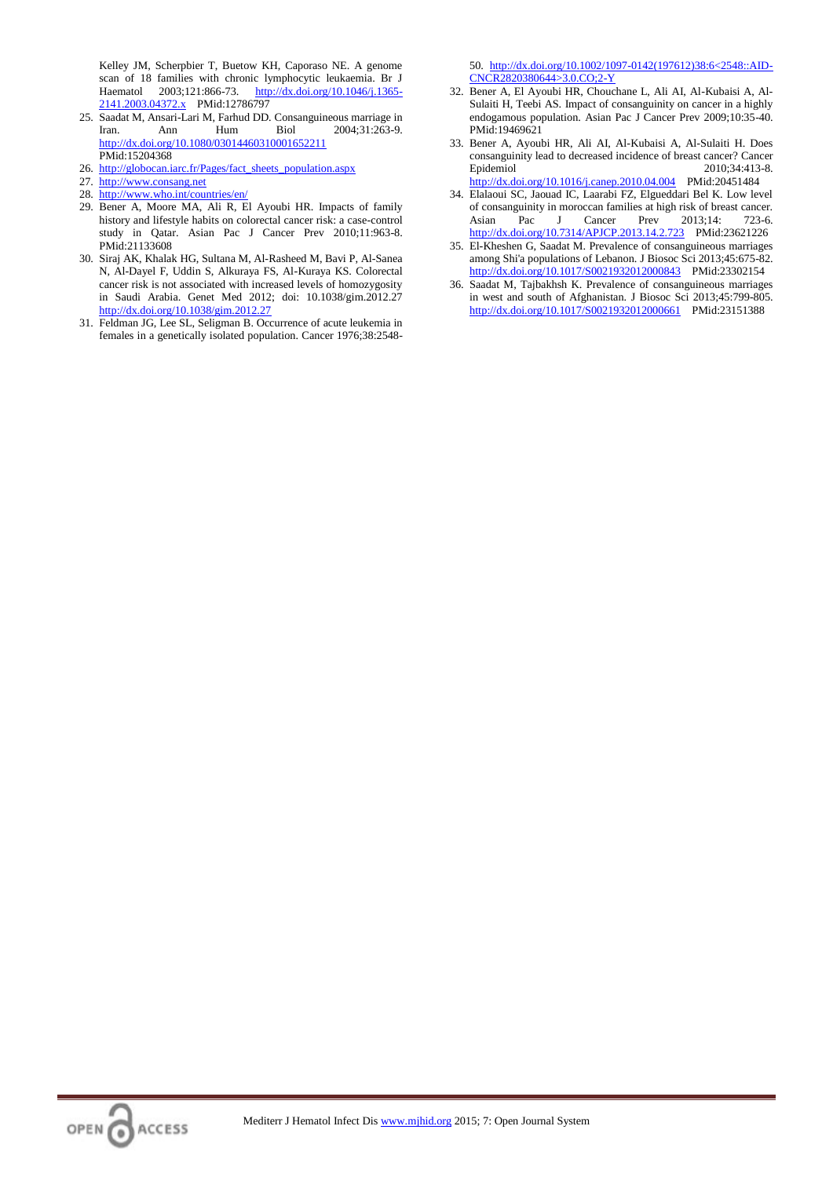Kelley JM, Scherpbier T, Buetow KH, Caporaso NE. A genome scan of 18 families with chronic lymphocytic leukaemia. Br J Haematol 2003;121:866-73. http://dx.doi.org/10.1046/j.1365-2141.2003.04372.x PMid:12786797

25. Saadat M, Ansari-Lari M, Farhud DD. Consanguineous marriage in Iran. Ann Hum Biol 2004;31:263-9. http://dx.doi.org/10.1080/03014460310001652211 PMid:15204368
26. http://globocan.iarc.fr/Pages/fact_sheets_population.aspx
27. http://www.consang.net
28. http://www.who.int/countries/en/
29. Bener A, Moore MA, Ali R, El Ayoubi HR. Impacts of family history and lifestyle habits on colorectal cancer risk: a case-control study in Qatar. Asian Pac J Cancer Prev 2010;11:963-8. PMid:21133608
30. Siraj AK, Khalak HG, Sultana M, Al-Rasheed M, Bavi P, Al-Sanea N, Al-Dayel F, Uddin S, Alkuraya FS, Al-Kuraya KS. Colorectal cancer risk is not associated with increased levels of homozygosity in Saudi Arabia. Genet Med 2012; doi: 10.1038/gim.2012.27 http://dx.doi.org/10.1038/gim.2012.27
31. Feldman JG, Lee SL, Seligman B. Occurrence of acute leukemia in females in a genetically isolated population. Cancer 1976;38:2548-50. http://dx.doi.org/10.1002/1097-0142(197612)38:6<2548::AID-CNCR2820380644>3.0.CO;2-Y
32. Bener A, El Ayoubi HR, Chouchane L, Ali AI, Al-Kubaisi A, Al-Sulaiti H, Teebi AS. Impact of consanguinity on cancer in a highly endogamous population. Asian Pac J Cancer Prev 2009;10:35-40. PMid:19469621
33. Bener A, Ayoubi HR, Ali AI, Al-Kubaisi A, Al-Sulaiti H. Does consanguinity lead to decreased incidence of breast cancer? Cancer Epidemiol 2010;34:413-8. http://dx.doi.org/10.1016/j.canep.2010.04.004 PMid:20451484
34. Elalaoui SC, Jouad IC, Laarabi FZ, Elgueddari Bel K. Low level of consanguinity in moroccan families at high risk of breast cancer. Asian Pac J Cancer Prev 2013;14: 723-6. http://dx.doi.org/10.7314/APJCP.2013.14.2.723 PMid:23621226
35. El-Kheshen G, Saadat M. Prevalence of consanguineous marriages among Shi'a populations of Lebanon. J Biosoc Sci 2013;45:675-82. http://dx.doi.org/10.1017/S0021932012000843 PMid:23302154
36. Saadat M, Tajbakhsh K. Prevalence of consanguineous marriages in west and south of Afghanistan. J Biosoc Sci 2013;45:799-805. http://dx.doi.org/10.1017/S0021932012000661 PMid:23151388